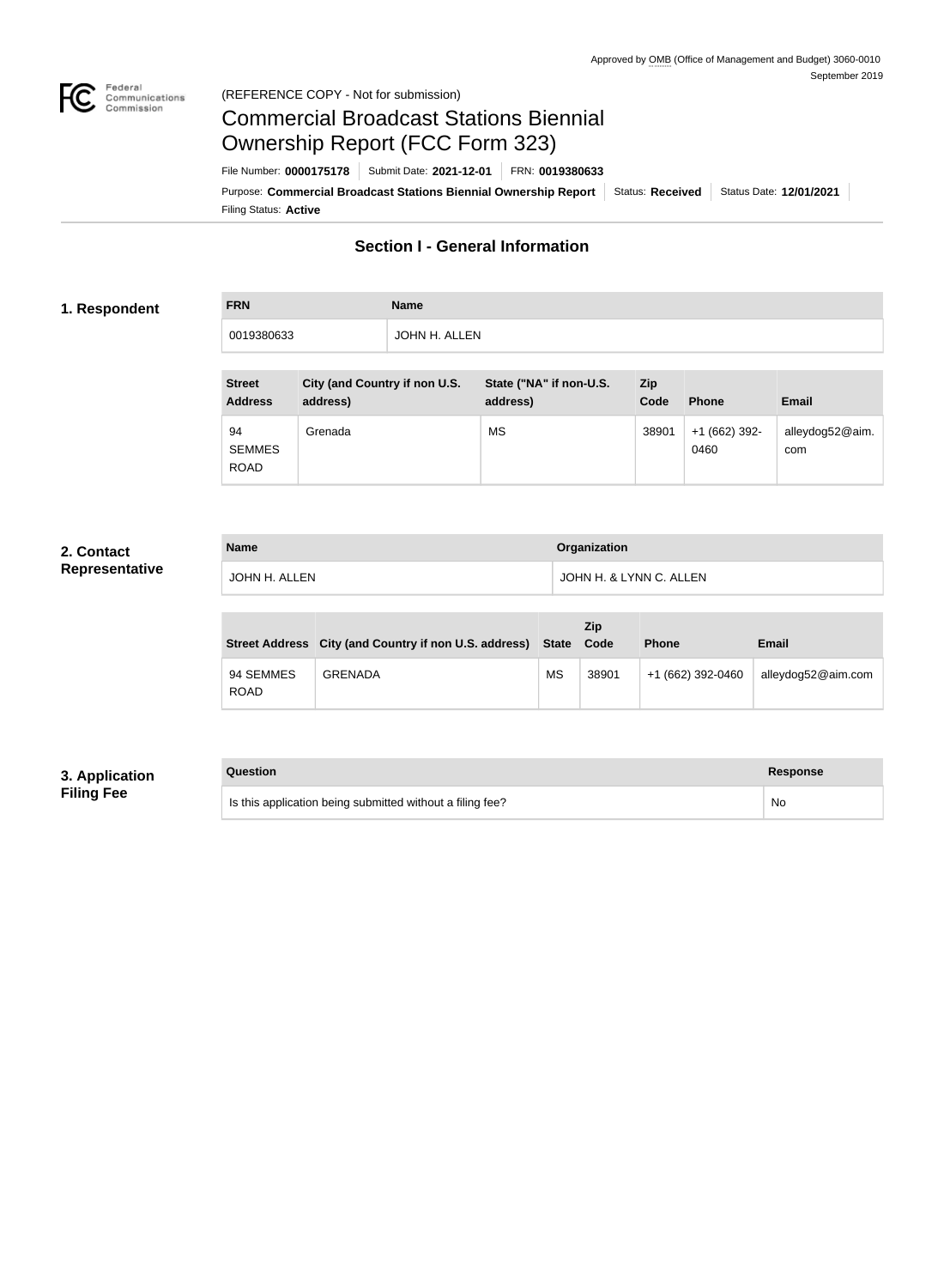Approved by OMB (Office of Management and Budget) 3060-0010
September 2019

(REFERENCE COPY - Not for submission)

# Commercial Broadcast Stations Biennial Ownership Report (FCC Form 323)

File Number: **0000175178** | Submit Date: **2021-12-01** | FRN: **0019380633**

Purpose: **Commercial Broadcast Stations Biennial Ownership Report** | Status: **Received** | Status Date: **12/01/2021**

Filing Status: **Active**

## Section I - General Information

### 1. Respondent

| FRN | Name |
|---|---|
| 0019380633 | JOHN H. ALLEN |

| Street Address | City (and Country if non U.S. address) | State ("NA" if non-U.S. address) | Zip Code | Phone | Email |
|---|---|---|---|---|---|
| 94 SEMMES ROAD | Grenada | MS | 38901 | +1 (662) 392-0460 | alleydog52@aim.com |

### 2. Contact Representative

| Name | Organization |
|---|---|
| JOHN H. ALLEN | JOHN H. & LYNN C. ALLEN |

| Street Address | City (and Country if non U.S. address) | State | Zip Code | Phone | Email |
|---|---|---|---|---|---|
| 94 SEMMES ROAD | GRENADA | MS | 38901 | +1 (662) 392-0460 | alleydog52@aim.com |

### 3. Application Filing Fee

| Question | Response |
|---|---|
| Is this application being submitted without a filing fee? | No |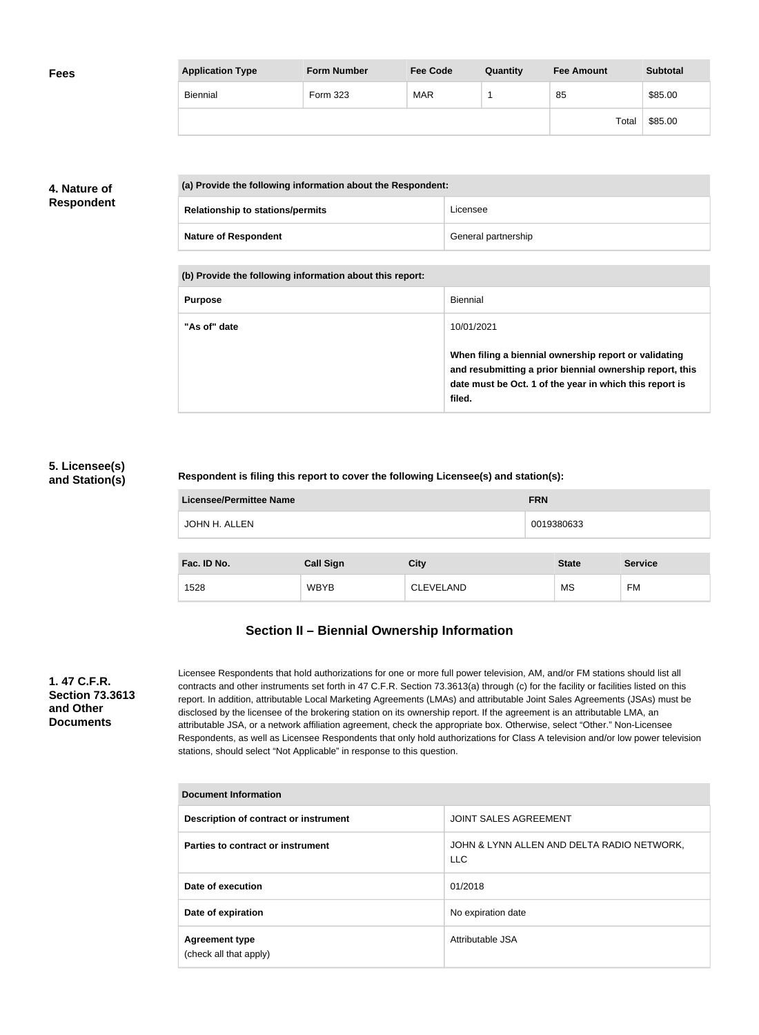**Fees**

| Application Type | Form Number | Fee Code | Quantity | Fee Amount | Subtotal |
|---|---|---|---|---|---|
| Biennial | Form 323 | MAR | 1 | 85 | $85.00 |
| | | | | Total | $85.00 |

**4. Nature of Respondent**

| (a) Provide the following information about the Respondent: | |
|---|---|
| Relationship to stations/permits | Licensee |
| Nature of Respondent | General partnership |

| (b) Provide the following information about this report: | |
|---|---|
| Purpose | Biennial |
| "As of" date | 10/01/2021<br><br>**When filing a biennial ownership report or validating and resubmitting a prior biennial ownership report, this date must be Oct. 1 of the year in which this report is filed.** |

**5. Licensee(s) and Station(s)**

**Respondent is filing this report to cover the following Licensee(s) and station(s):**

| Licensee/Permittee Name | FRN |
|---|---|
| JOHN H. ALLEN | 0019380633 |

| Fac. ID No. | Call Sign | City | State | Service |
|---|---|---|---|---|
| 1528 | WBYB | CLEVELAND | MS | FM |

## Section II – Biennial Ownership Information

**1. 47 C.F.R. Section 73.3613 and Other Documents**

Licensee Respondents that hold authorizations for one or more full power television, AM, and/or FM stations should list all contracts and other instruments set forth in 47 C.F.R. Section 73.3613(a) through (c) for the facility or facilities listed on this report. In addition, attributable Local Marketing Agreements (LMAs) and attributable Joint Sales Agreements (JSAs) must be disclosed by the licensee of the brokering station on its ownership report. If the agreement is an attributable LMA, an attributable JSA, or a network affiliation agreement, check the appropriate box. Otherwise, select "Other." Non-Licensee Respondents, as well as Licensee Respondents that only hold authorizations for Class A television and/or low power television stations, should select "Not Applicable" in response to this question.

| Document Information | |
|---|---|
| Description of contract or instrument | JOINT SALES AGREEMENT |
| Parties to contract or instrument | JOHN & LYNN ALLEN AND DELTA RADIO NETWORK, LLC |
| Date of execution | 01/2018 |
| Date of expiration | No expiration date |
| Agreement type (check all that apply) | Attributable JSA |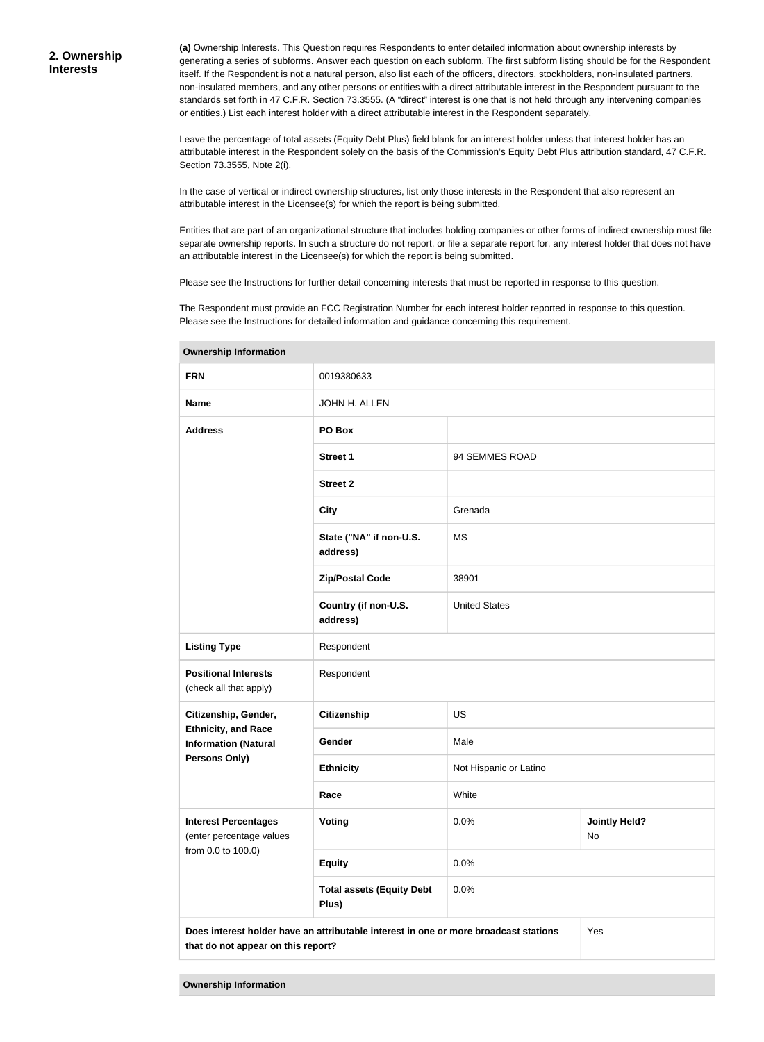## 2. Ownership Interests

**(a)** Ownership Interests. This Question requires Respondents to enter detailed information about ownership interests by generating a series of subforms. Answer each question on each subform. The first subform listing should be for the Respondent itself. If the Respondent is not a natural person, also list each of the officers, directors, stockholders, non-insulated partners, non-insulated members, and any other persons or entities with a direct attributable interest in the Respondent pursuant to the standards set forth in 47 C.F.R. Section 73.3555. (A "direct" interest is one that is not held through any intervening companies or entities.) List each interest holder with a direct attributable interest in the Respondent separately.

Leave the percentage of total assets (Equity Debt Plus) field blank for an interest holder unless that interest holder has an attributable interest in the Respondent solely on the basis of the Commission's Equity Debt Plus attribution standard, 47 C.F.R. Section 73.3555, Note 2(i).

In the case of vertical or indirect ownership structures, list only those interests in the Respondent that also represent an attributable interest in the Licensee(s) for which the report is being submitted.

Entities that are part of an organizational structure that includes holding companies or other forms of indirect ownership must file separate ownership reports. In such a structure do not report, or file a separate report for, any interest holder that does not have an attributable interest in the Licensee(s) for which the report is being submitted.

Please see the Instructions for further detail concerning interests that must be reported in response to this question.

The Respondent must provide an FCC Registration Number for each interest holder reported in response to this question. Please see the Instructions for detailed information and guidance concerning this requirement.

| **Ownership Information** | | | |
|---|---|---|---|
| **FRN** | 0019380633 | | |
| **Name** | JOHN H. ALLEN | | |
| **Address** | **PO Box** | | |
| | **Street 1** | 94 SEMMES ROAD | |
| | **Street 2** | | |
| | **City** | Grenada | |
| | **State ("NA" if non-U.S. address)** | MS | |
| | **Zip/Postal Code** | 38901 | |
| | **Country (if non-U.S. address)** | United States | |
| **Listing Type** | Respondent | | |
| **Positional Interests** (check all that apply) | Respondent | | |
| **Citizenship, Gender, Ethnicity, and Race Information (Natural Persons Only)** | **Citizenship** | US | |
| | **Gender** | Male | |
| | **Ethnicity** | Not Hispanic or Latino | |
| | **Race** | White | |
| **Interest Percentages** (enter percentage values from 0.0 to 100.0) | **Voting** | 0.0% | **Jointly Held?** No |
| | **Equity** | 0.0% | |
| | **Total assets (Equity Debt Plus)** | 0.0% | |
| **Does interest holder have an attributable interest in one or more broadcast stations that do not appear on this report?** | | | Yes |

| **Ownership Information** |
|---|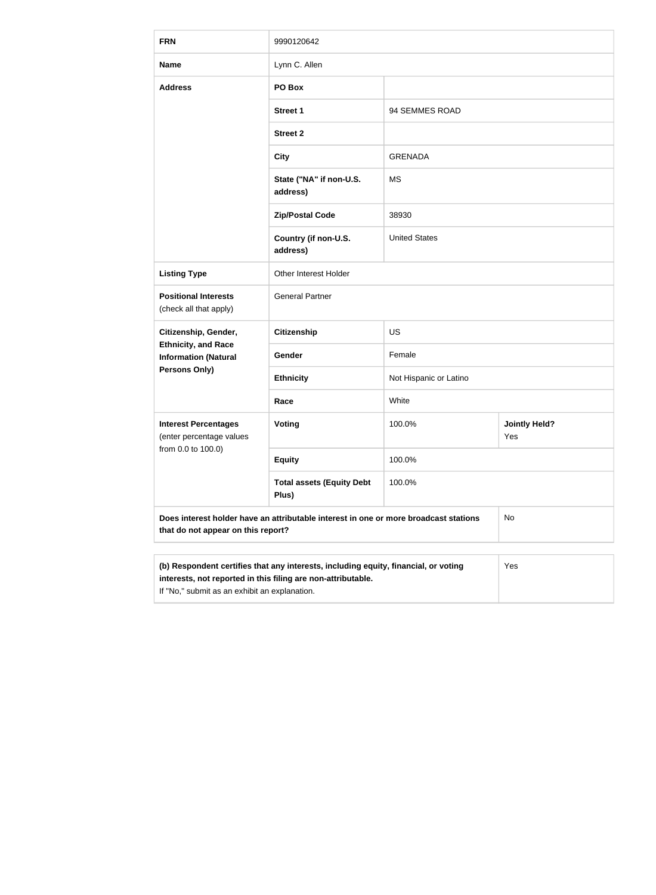| | | | |
|---|---|---|---|
| **FRN** | 9990120642 | | |
| **Name** | Lynn C. Allen | | |
| **Address** | **PO Box** | | |
| | **Street 1** | 94 SEMMES ROAD | |
| | **Street 2** | | |
| | **City** | GRENADA | |
| | **State ("NA" if non-U.S. address)** | MS | |
| | **Zip/Postal Code** | 38930 | |
| | **Country (if non-U.S. address)** | United States | |
| **Listing Type** | Other Interest Holder | | |
| **Positional Interests** (check all that apply) | General Partner | | |
| **Citizenship, Gender, Ethnicity, and Race Information (Natural Persons Only)** | **Citizenship** | US | |
| | **Gender** | Female | |
| | **Ethnicity** | Not Hispanic or Latino | |
| | **Race** | White | |
| **Interest Percentages** (enter percentage values from 0.0 to 100.0) | **Voting** | 100.0% | **Jointly Held?** Yes |
| | **Equity** | 100.0% | |
| | **Total assets (Equity Debt Plus)** | 100.0% | |
| **Does interest holder have an attributable interest in one or more broadcast stations that do not appear on this report?** | | | No |

| | |
|---|---|
| **(b) Respondent certifies that any interests, including equity, financial, or voting interests, not reported in this filing are non-attributable.** If "No," submit as an exhibit an explanation. | Yes |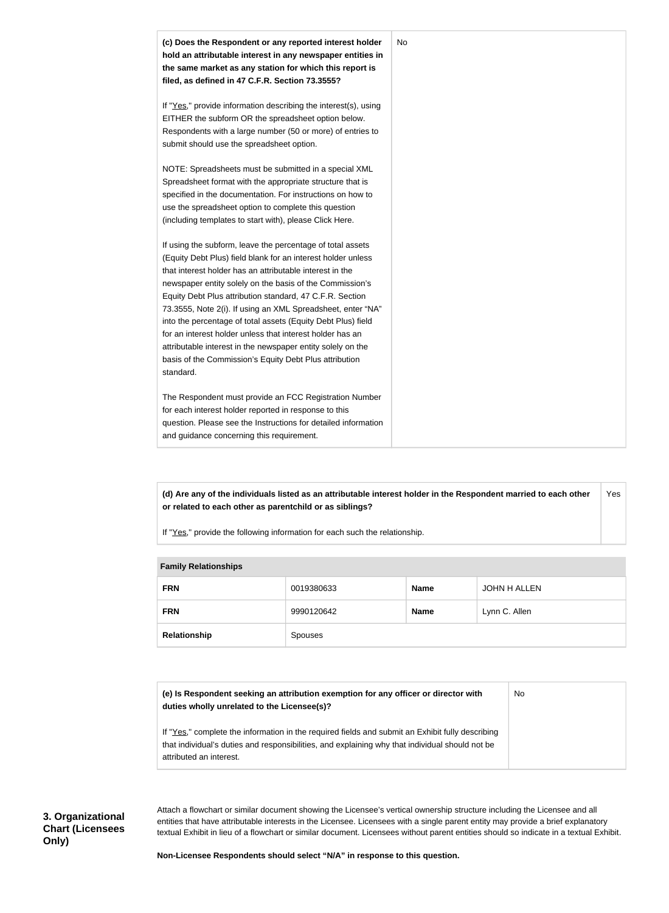| (c) Does the Respondent or any reported interest holder hold an attributable interest in any newspaper entities in the same market as any station for which this report is filed, as defined in 47 C.F.R. Section 73.3555?<br><br>If "Yes," provide information describing the interest(s), using EITHER the subform OR the spreadsheet option below. Respondents with a large number (50 or more) of entries to submit should use the spreadsheet option.<br><br>NOTE: Spreadsheets must be submitted in a special XML Spreadsheet format with the appropriate structure that is specified in the documentation. For instructions on how to use the spreadsheet option to complete this question (including templates to start with), please Click Here.<br><br>If using the subform, leave the percentage of total assets (Equity Debt Plus) field blank for an interest holder unless that interest holder has an attributable interest in the newspaper entity solely on the basis of the Commission's Equity Debt Plus attribution standard, 47 C.F.R. Section 73.3555, Note 2(i). If using an XML Spreadsheet, enter "NA" into the percentage of total assets (Equity Debt Plus) field for an interest holder unless that interest holder has an attributable interest in the newspaper entity solely on the basis of the Commission's Equity Debt Plus attribution standard.<br><br>The Respondent must provide an FCC Registration Number for each interest holder reported in response to this question. Please see the Instructions for detailed information and guidance concerning this requirement. | No |
|---|---|

| (d) Are any of the individuals listed as an attributable interest holder in the Respondent married to each other or related to each other as parentchild or as siblings?<br><br>If "Yes," provide the following information for each such the relationship. | Yes |
|---|---|

| Family Relationships | | | |
|---|---|---|---|
| **FRN** | 0019380633 | **Name** | JOHN H ALLEN |
| **FRN** | 9990120642 | **Name** | Lynn C. Allen |
| **Relationship** | Spouses | | |

| (e) Is Respondent seeking an attribution exemption for any officer or director with duties wholly unrelated to the Licensee(s)?<br><br>If "Yes," complete the information in the required fields and submit an Exhibit fully describing that individual's duties and responsibilities, and explaining why that individual should not be attributed an interest. | No |
|---|---|

**3. Organizational Chart (Licensees Only)**

Attach a flowchart or similar document showing the Licensee's vertical ownership structure including the Licensee and all entities that have attributable interests in the Licensee. Licensees with a single parent entity may provide a brief explanatory textual Exhibit in lieu of a flowchart or similar document. Licensees without parent entities should so indicate in a textual Exhibit.

**Non-Licensee Respondents should select "N/A" in response to this question.**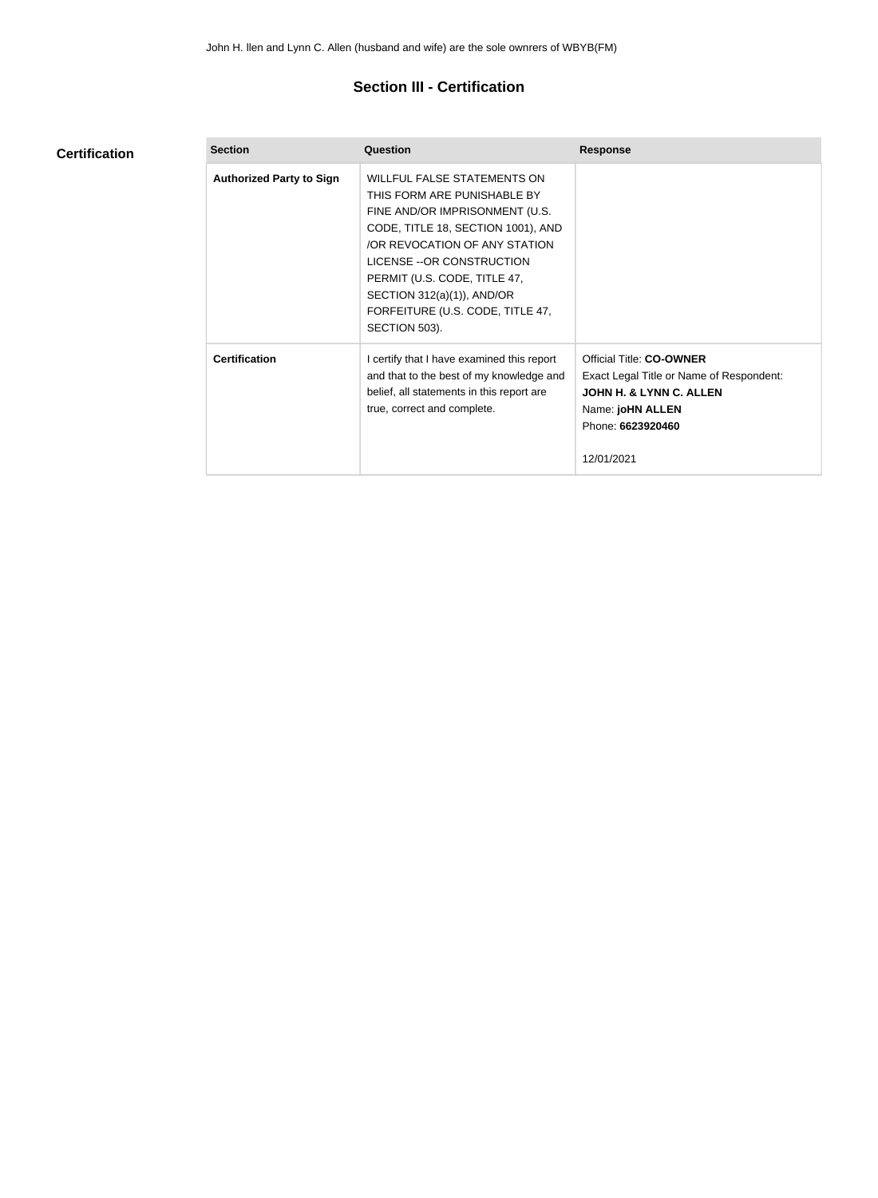John H. llen and Lynn C. Allen (husband and wife) are the sole ownrers of WBYB(FM)

## Section III - Certification

**Certification**

| Section | Question | Response |
|---|---|---|
| **Authorized Party to Sign** | WILLFUL FALSE STATEMENTS ON THIS FORM ARE PUNISHABLE BY FINE AND/OR IMPRISONMENT (U.S. CODE, TITLE 18, SECTION 1001), AND /OR REVOCATION OF ANY STATION LICENSE --OR CONSTRUCTION PERMIT (U.S. CODE, TITLE 47, SECTION 312(a)(1)), AND/OR FORFEITURE (U.S. CODE, TITLE 47, SECTION 503). | |
| **Certification** | I certify that I have examined this report and that to the best of my knowledge and belief, all statements in this report are true, correct and complete. | Official Title: **CO-OWNER**<br>Exact Legal Title or Name of Respondent: **JOHN H. & LYNN C. ALLEN**<br>Name: **joHN ALLEN**<br>Phone: **6623920460**<br><br>12/01/2021 |